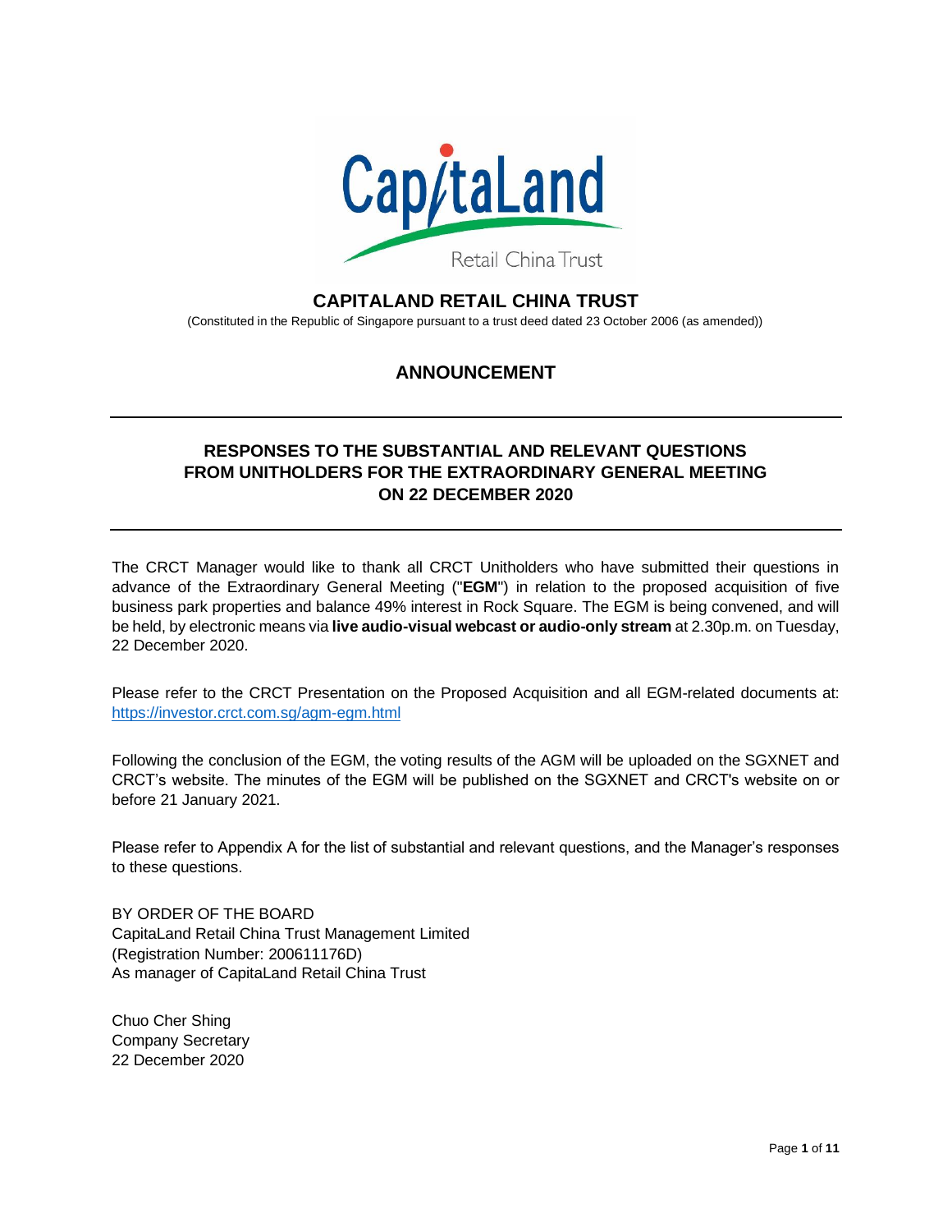# CAPITALAND RETAIL CHINA TRUST

(Constituted in the Republic of Singapore pursuant to a trust deed dated 23 October 2006 (as amended))

## ANNOUNCEMENT

---

### RESPONSES TO THE SUBSTANTIAL AND RELEVANT QUESTIONS FROM UNITHOLDERS FOR THE EXTRAORDINARY GENERAL MEETING ON 22 DECEMBER 2020

---

The CRCT Manager would like to thank all CRCT Unitholders who have submitted their questions in advance of the Extraordinary General Meeting ("**EGM**") in relation to the proposed acquisition of five business park properties and balance 49% interest in Rock Square. The EGM is being convened, and will be held, by electronic means via **live audio-visual webcast or audio-only stream** at 2.30p.m. on Tuesday, 22 December 2020.

Please refer to the CRCT Presentation on the Proposed Acquisition and all EGM-related documents at: https://investor.crct.com.sg/agm-egm.html

Following the conclusion of the EGM, the voting results of the AGM will be uploaded on the SGXNET and CRCT's website. The minutes of the EGM will be published on the SGXNET and CRCT's website on or before 21 January 2021.

Please refer to Appendix A for the list of substantial and relevant questions, and the Manager's responses to these questions.

BY ORDER OF THE BOARD
CapitaLand Retail China Trust Management Limited
(Registration Number: 200611176D)
As manager of CapitaLand Retail China Trust

Chuo Cher Shing
Company Secretary
22 December 2020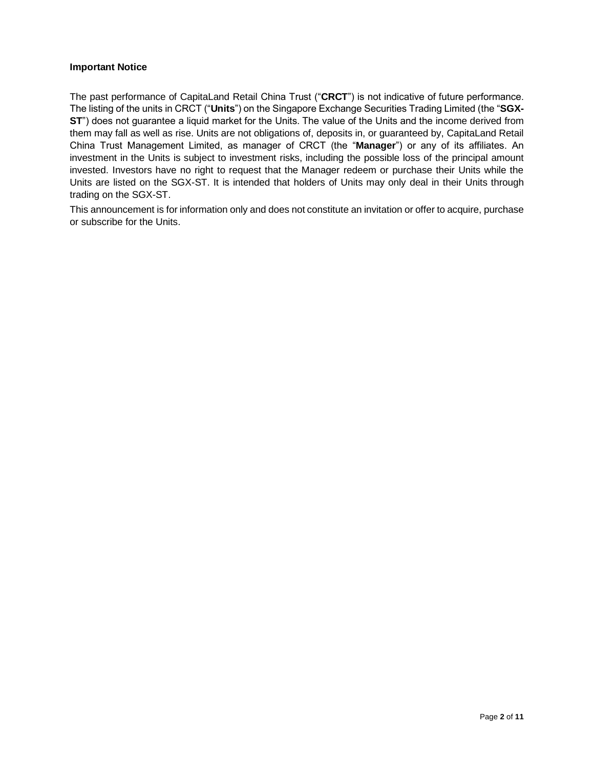**Important Notice**

The past performance of CapitaLand Retail China Trust ("**CRCT**") is not indicative of future performance. The listing of the units in CRCT ("**Units**") on the Singapore Exchange Securities Trading Limited (the "**SGX-ST**") does not guarantee a liquid market for the Units. The value of the Units and the income derived from them may fall as well as rise. Units are not obligations of, deposits in, or guaranteed by, CapitaLand Retail China Trust Management Limited, as manager of CRCT (the "**Manager**") or any of its affiliates. An investment in the Units is subject to investment risks, including the possible loss of the principal amount invested. Investors have no right to request that the Manager redeem or purchase their Units while the Units are listed on the SGX-ST. It is intended that holders of Units may only deal in their Units through trading on the SGX-ST.

This announcement is for information only and does not constitute an invitation or offer to acquire, purchase or subscribe for the Units.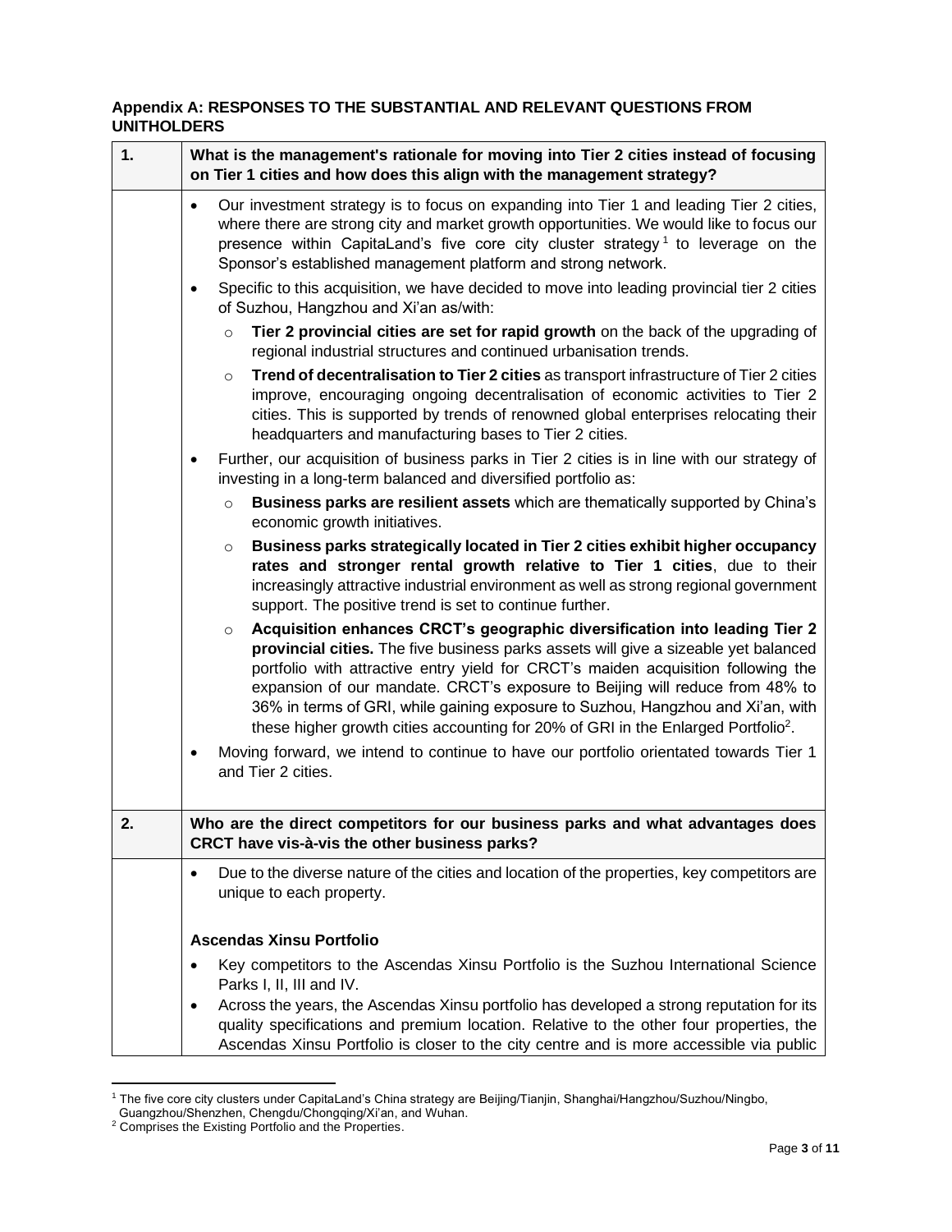## Appendix A: RESPONSES TO THE SUBSTANTIAL AND RELEVANT QUESTIONS FROM UNITHOLDERS

| 1. | What is the management's rationale for moving into Tier 2 cities instead of focusing on Tier 1 cities and how does this align with the management strategy? |
|---|---|
| | • Our investment strategy is to focus on expanding into Tier 1 and leading Tier 2 cities, where there are strong city and market growth opportunities. We would like to focus our presence within CapitaLand's five core city cluster strategy[1] to leverage on the Sponsor's established management platform and strong network.<br>• Specific to this acquisition, we have decided to move into leading provincial tier 2 cities of Suzhou, Hangzhou and Xi'an as/with:<br>  ○ **Tier 2 provincial cities are set for rapid growth** on the back of the upgrading of regional industrial structures and continued urbanisation trends.<br>  ○ **Trend of decentralisation to Tier 2 cities** as transport infrastructure of Tier 2 cities improve, encouraging ongoing decentralisation of economic activities to Tier 2 cities. This is supported by trends of renowned global enterprises relocating their headquarters and manufacturing bases to Tier 2 cities.<br>• Further, our acquisition of business parks in Tier 2 cities is in line with our strategy of investing in a long-term balanced and diversified portfolio as:<br>  ○ **Business parks are resilient assets** which are thematically supported by China's economic growth initiatives.<br>  ○ **Business parks strategically located in Tier 2 cities exhibit higher occupancy rates and stronger rental growth relative to Tier 1 cities**, due to their increasingly attractive industrial environment as well as strong regional government support. The positive trend is set to continue further.<br>  ○ **Acquisition enhances CRCT's geographic diversification into leading Tier 2 provincial cities.** The five business parks assets will give a sizeable yet balanced portfolio with attractive entry yield for CRCT's maiden acquisition following the expansion of our mandate. CRCT's exposure to Beijing will reduce from 48% to 36% in terms of GRI, while gaining exposure to Suzhou, Hangzhou and Xi'an, with these higher growth cities accounting for 20% of GRI in the Enlarged Portfolio[2].<br>• Moving forward, we intend to continue to have our portfolio orientated towards Tier 1 and Tier 2 cities. |
| **2.** | **Who are the direct competitors for our business parks and what advantages does CRCT have vis-à-vis the other business parks?** |
| | • Due to the diverse nature of the cities and location of the properties, key competitors are unique to each property.<br><br>**Ascendas Xinsu Portfolio**<br>• Key competitors to the Ascendas Xinsu Portfolio is the Suzhou International Science Parks I, II, III and IV.<br>• Across the years, the Ascendas Xinsu portfolio has developed a strong reputation for its quality specifications and premium location. Relative to the other four properties, the Ascendas Xinsu Portfolio is closer to the city centre and is more accessible via public |

[1] The five core city clusters under CapitaLand's China strategy are Beijing/Tianjin, Shanghai/Hangzhou/Suzhou/Ningbo, Guangzhou/Shenzhen, Chengdu/Chongqing/Xi'an, and Wuhan.

[2] Comprises the Existing Portfolio and the Properties.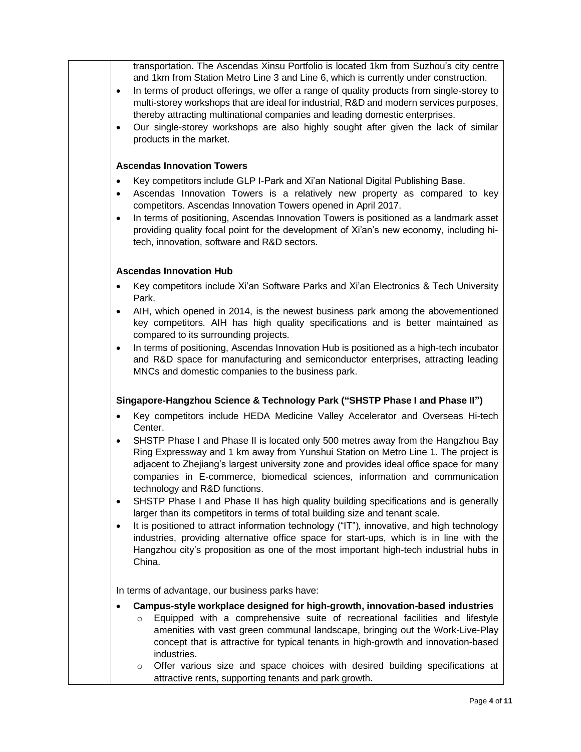transportation. The Ascendas Xinsu Portfolio is located 1km from Suzhou's city centre and 1km from Station Metro Line 3 and Line 6, which is currently under construction.

- In terms of product offerings, we offer a range of quality products from single-storey to multi-storey workshops that are ideal for industrial, R&D and modern services purposes, thereby attracting multinational companies and leading domestic enterprises.
- Our single-storey workshops are also highly sought after given the lack of similar products in the market.

**Ascendas Innovation Towers**

- Key competitors include GLP I-Park and Xi'an National Digital Publishing Base.
- Ascendas Innovation Towers is a relatively new property as compared to key competitors. Ascendas Innovation Towers opened in April 2017.
- In terms of positioning, Ascendas Innovation Towers is positioned as a landmark asset providing quality focal point for the development of Xi'an's new economy, including hi-tech, innovation, software and R&D sectors.

**Ascendas Innovation Hub**

- Key competitors include Xi'an Software Parks and Xi'an Electronics & Tech University Park.
- AIH, which opened in 2014, is the newest business park among the abovementioned key competitors. AIH has high quality specifications and is better maintained as compared to its surrounding projects.
- In terms of positioning, Ascendas Innovation Hub is positioned as a high-tech incubator and R&D space for manufacturing and semiconductor enterprises, attracting leading MNCs and domestic companies to the business park.

**Singapore-Hangzhou Science & Technology Park ("SHSTP Phase I and Phase II")**

- Key competitors include HEDA Medicine Valley Accelerator and Overseas Hi-tech Center.
- SHSTP Phase I and Phase II is located only 500 metres away from the Hangzhou Bay Ring Expressway and 1 km away from Yunshui Station on Metro Line 1. The project is adjacent to Zhejiang's largest university zone and provides ideal office space for many companies in E-commerce, biomedical sciences, information and communication technology and R&D functions.
- SHSTP Phase I and Phase II has high quality building specifications and is generally larger than its competitors in terms of total building size and tenant scale.
- It is positioned to attract information technology ("IT"), innovative, and high technology industries, providing alternative office space for start-ups, which is in line with the Hangzhou city's proposition as one of the most important high-tech industrial hubs in China.

In terms of advantage, our business parks have:

- **Campus-style workplace designed for high-growth, innovation-based industries**
  - Equipped with a comprehensive suite of recreational facilities and lifestyle amenities with vast green communal landscape, bringing out the Work-Live-Play concept that is attractive for typical tenants in high-growth and innovation-based industries.
  - Offer various size and space choices with desired building specifications at attractive rents, supporting tenants and park growth.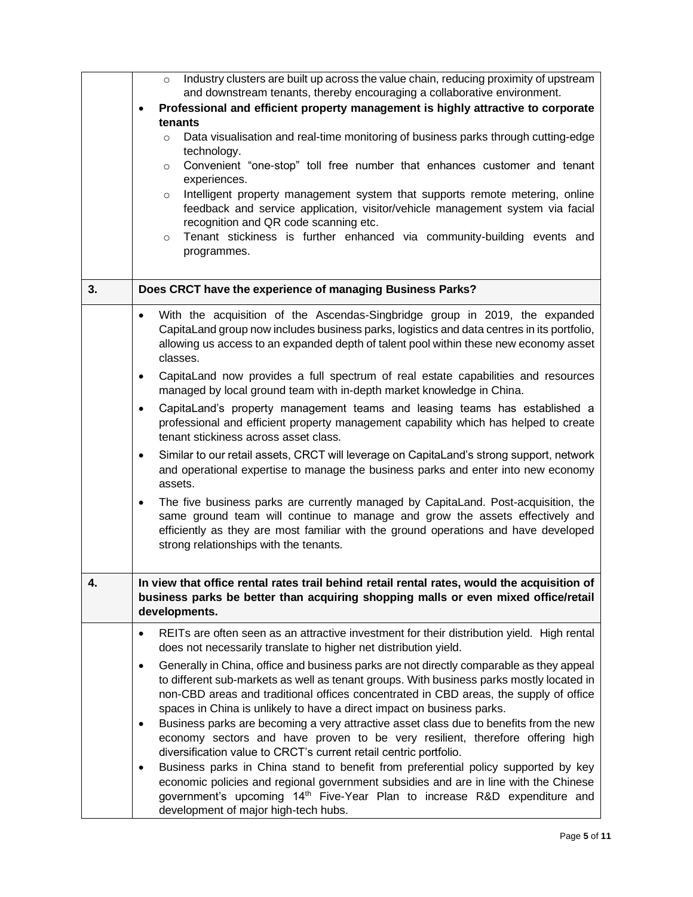| | |
|---|---|
| | - Industry clusters are built up across the value chain, reducing proximity of upstream and downstream tenants, thereby encouraging a collaborative environment.<br>- **Professional and efficient property management is highly attractive to corporate tenants**<br>  - Data visualisation and real-time monitoring of business parks through cutting-edge technology.<br>  - Convenient "one-stop" toll free number that enhances customer and tenant experiences.<br>  - Intelligent property management system that supports remote metering, online feedback and service application, visitor/vehicle management system via facial recognition and QR code scanning etc.<br>  - Tenant stickiness is further enhanced via community-building events and programmes. |
| **3.** | **Does CRCT have the experience of managing Business Parks?** |
| | - With the acquisition of the Ascendas-Singbridge group in 2019, the expanded CapitaLand group now includes business parks, logistics and data centres in its portfolio, allowing us access to an expanded depth of talent pool within these new economy asset classes.<br>- CapitaLand now provides a full spectrum of real estate capabilities and resources managed by local ground team with in-depth market knowledge in China.<br>- CapitaLand's property management teams and leasing teams has established a professional and efficient property management capability which has helped to create tenant stickiness across asset class.<br>- Similar to our retail assets, CRCT will leverage on CapitaLand's strong support, network and operational expertise to manage the business parks and enter into new economy assets.<br>- The five business parks are currently managed by CapitaLand. Post-acquisition, the same ground team will continue to manage and grow the assets effectively and efficiently as they are most familiar with the ground operations and have developed strong relationships with the tenants. |
| **4.** | **In view that office rental rates trail behind retail rental rates, would the acquisition of business parks be better than acquiring shopping malls or even mixed office/retail developments.** |
| | - REITs are often seen as an attractive investment for their distribution yield. High rental does not necessarily translate to higher net distribution yield.<br>- Generally in China, office and business parks are not directly comparable as they appeal to different sub-markets as well as tenant groups. With business parks mostly located in non-CBD areas and traditional offices concentrated in CBD areas, the supply of office spaces in China is unlikely to have a direct impact on business parks.<br>- Business parks are becoming a very attractive asset class due to benefits from the new economy sectors and have proven to be very resilient, therefore offering high diversification value to CRCT's current retail centric portfolio.<br>- Business parks in China stand to benefit from preferential policy supported by key economic policies and regional government subsidies and are in line with the Chinese government's upcoming 14th Five-Year Plan to increase R&D expenditure and development of major high-tech hubs. |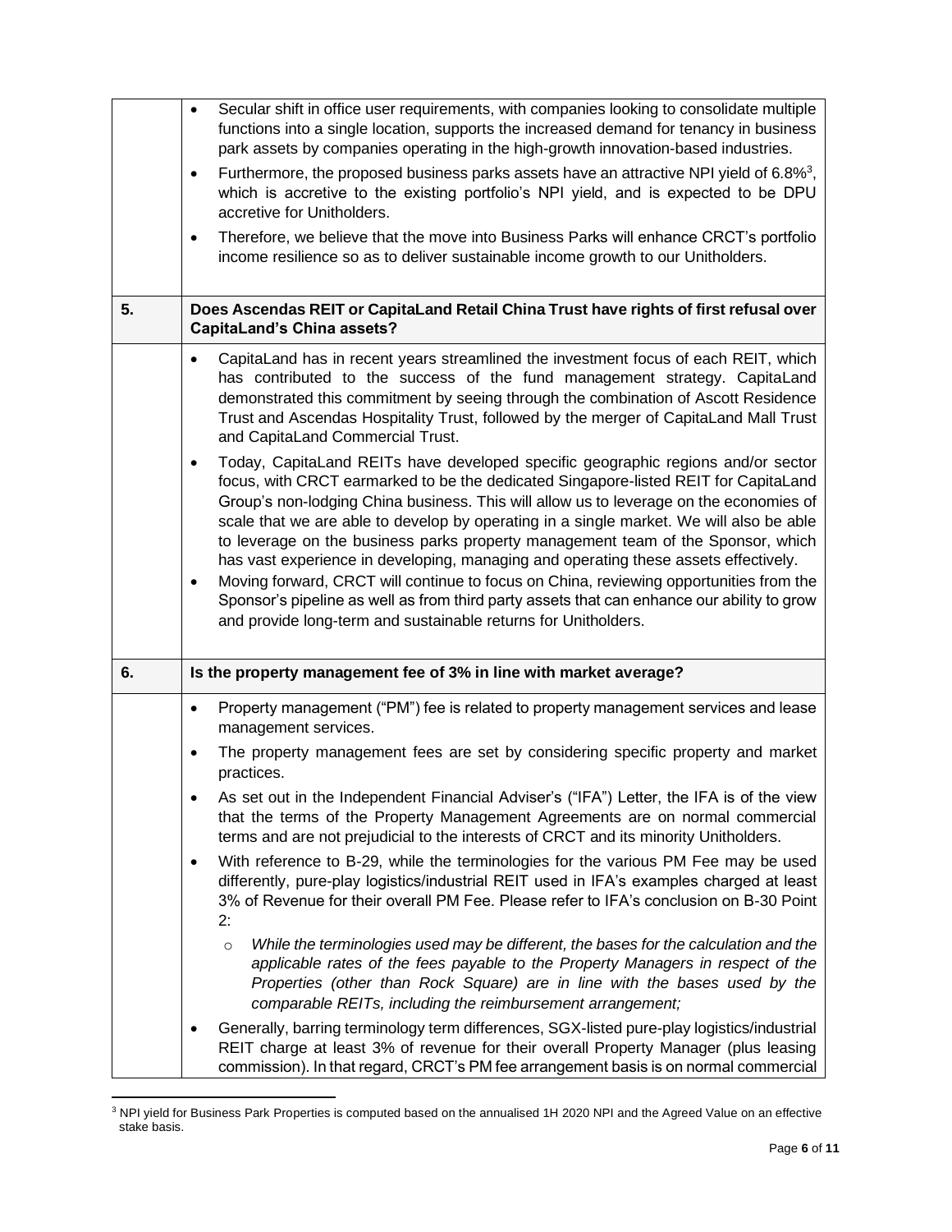|  |  |
|---|---|
|  | • Secular shift in office user requirements, with companies looking to consolidate multiple functions into a single location, supports the increased demand for tenancy in business park assets by companies operating in the high-growth innovation-based industries.<br>• Furthermore, the proposed business parks assets have an attractive NPI yield of 6.8%[3], which is accretive to the existing portfolio's NPI yield, and is expected to be DPU accretive for Unitholders.<br>• Therefore, we believe that the move into Business Parks will enhance CRCT's portfolio income resilience so as to deliver sustainable income growth to our Unitholders. |
| **5.** | **Does Ascendas REIT or CapitaLand Retail China Trust have rights of first refusal over CapitaLand's China assets?** |
|  | • CapitaLand has in recent years streamlined the investment focus of each REIT, which has contributed to the success of the fund management strategy. CapitaLand demonstrated this commitment by seeing through the combination of Ascott Residence Trust and Ascendas Hospitality Trust, followed by the merger of CapitaLand Mall Trust and CapitaLand Commercial Trust.<br>• Today, CapitaLand REITs have developed specific geographic regions and/or sector focus, with CRCT earmarked to be the dedicated Singapore-listed REIT for CapitaLand Group's non-lodging China business. This will allow us to leverage on the economies of scale that we are able to develop by operating in a single market. We will also be able to leverage on the business parks property management team of the Sponsor, which has vast experience in developing, managing and operating these assets effectively.<br>• Moving forward, CRCT will continue to focus on China, reviewing opportunities from the Sponsor's pipeline as well as from third party assets that can enhance our ability to grow and provide long-term and sustainable returns for Unitholders. |
| **6.** | **Is the property management fee of 3% in line with market average?** |
|  | • Property management ("PM") fee is related to property management services and lease management services.<br>• The property management fees are set by considering specific property and market practices.<br>• As set out in the Independent Financial Adviser's ("IFA") Letter, the IFA is of the view that the terms of the Property Management Agreements are on normal commercial terms and are not prejudicial to the interests of CRCT and its minority Unitholders.<br>• With reference to B-29, while the terminologies for the various PM Fee may be used differently, pure-play logistics/industrial REIT used in IFA's examples charged at least 3% of Revenue for their overall PM Fee. Please refer to IFA's conclusion on B-30 Point 2:<br>&nbsp;&nbsp;&nbsp;&nbsp;○ *While the terminologies used may be different, the bases for the calculation and the applicable rates of the fees payable to the Property Managers in respect of the Properties (other than Rock Square) are in line with the bases used by the comparable REITs, including the reimbursement arrangement;*<br>• Generally, barring terminology term differences, SGX-listed pure-play logistics/industrial REIT charge at least 3% of revenue for their overall Property Manager (plus leasing commission). In that regard, CRCT's PM fee arrangement basis is on normal commercial |

[3] NPI yield for Business Park Properties is computed based on the annualised 1H 2020 NPI and the Agreed Value on an effective stake basis.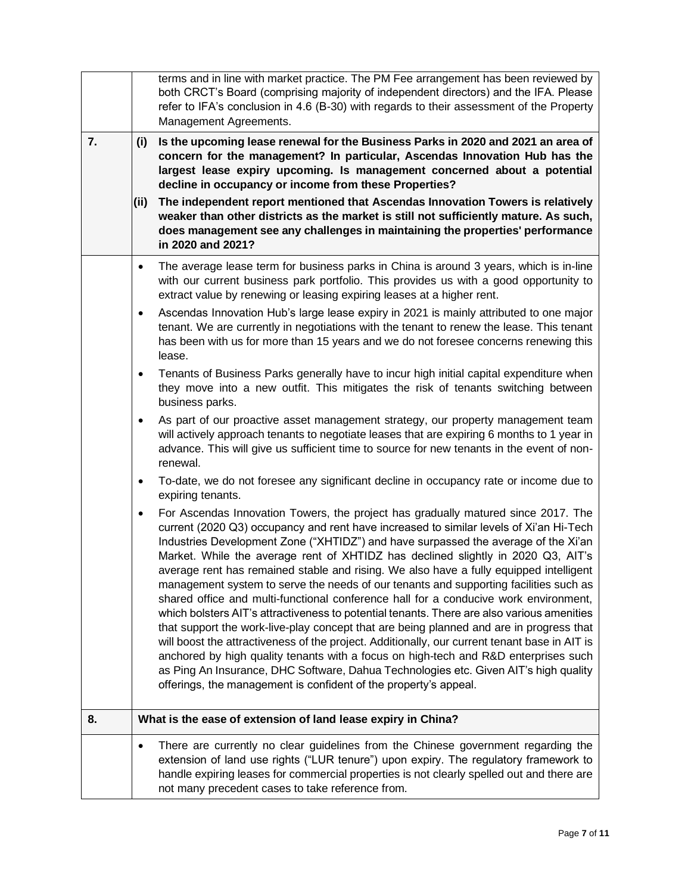| | |
|---|---|
| | terms and in line with market practice. The PM Fee arrangement has been reviewed by both CRCT's Board (comprising majority of independent directors) and the IFA. Please refer to IFA's conclusion in 4.6 (B-30) with regards to their assessment of the Property Management Agreements. |
| **7.** | **(i) Is the upcoming lease renewal for the Business Parks in 2020 and 2021 an area of concern for the management? In particular, Ascendas Innovation Hub has the largest lease expiry upcoming. Is management concerned about a potential decline in occupancy or income from these Properties?**<br><br>**(ii) The independent report mentioned that Ascendas Innovation Towers is relatively weaker than other districts as the market is still not sufficiently mature. As such, does management see any challenges in maintaining the properties' performance in 2020 and 2021?** |
| | • The average lease term for business parks in China is around 3 years, which is in-line with our current business park portfolio. This provides us with a good opportunity to extract value by renewing or leasing expiring leases at a higher rent.<br>• Ascendas Innovation Hub's large lease expiry in 2021 is mainly attributed to one major tenant. We are currently in negotiations with the tenant to renew the lease. This tenant has been with us for more than 15 years and we do not foresee concerns renewing this lease.<br>• Tenants of Business Parks generally have to incur high initial capital expenditure when they move into a new outfit. This mitigates the risk of tenants switching between business parks.<br>• As part of our proactive asset management strategy, our property management team will actively approach tenants to negotiate leases that are expiring 6 months to 1 year in advance. This will give us sufficient time to source for new tenants in the event of non-renewal.<br>• To-date, we do not foresee any significant decline in occupancy rate or income due to expiring tenants.<br>• For Ascendas Innovation Towers, the project has gradually matured since 2017. The current (2020 Q3) occupancy and rent have increased to similar levels of Xi'an Hi-Tech Industries Development Zone ("XHTIDZ") and have surpassed the average of the Xi'an Market. While the average rent of XHTIDZ has declined slightly in 2020 Q3, AIT's average rent has remained stable and rising. We also have a fully equipped intelligent management system to serve the needs of our tenants and supporting facilities such as shared office and multi-functional conference hall for a conducive work environment, which bolsters AIT's attractiveness to potential tenants. There are also various amenities that support the work-live-play concept that are being planned and are in progress that will boost the attractiveness of the project. Additionally, our current tenant base in AIT is anchored by high quality tenants with a focus on high-tech and R&D enterprises such as Ping An Insurance, DHC Software, Dahua Technologies etc. Given AIT's high quality offerings, the management is confident of the property's appeal. |
| **8.** | **What is the ease of extension of land lease expiry in China?** |
| | • There are currently no clear guidelines from the Chinese government regarding the extension of land use rights ("LUR tenure") upon expiry. The regulatory framework to handle expiring leases for commercial properties is not clearly spelled out and there are not many precedent cases to take reference from. |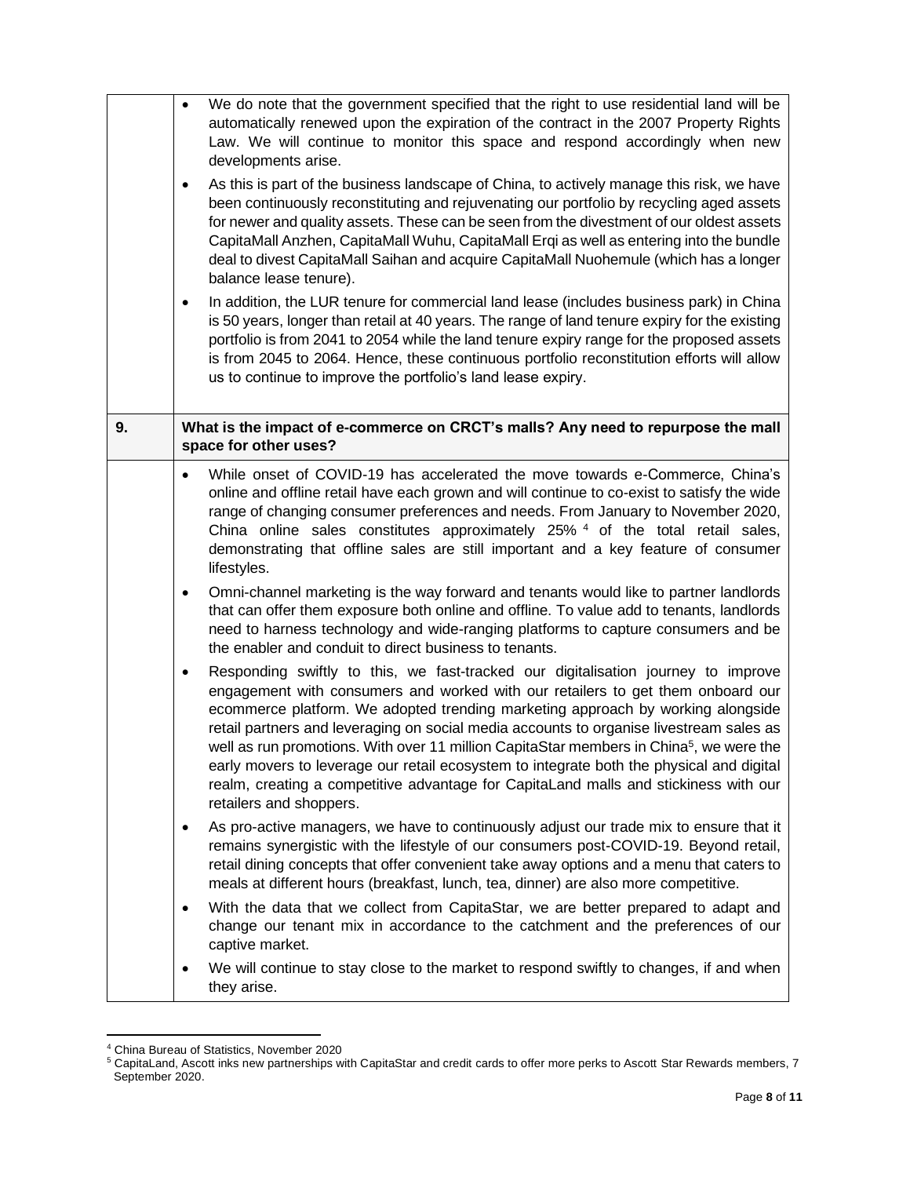| | |
|---|---|
| | • We do note that the government specified that the right to use residential land will be automatically renewed upon the expiration of the contract in the 2007 Property Rights Law. We will continue to monitor this space and respond accordingly when new developments arise.<br>• As this is part of the business landscape of China, to actively manage this risk, we have been continuously reconstituting and rejuvenating our portfolio by recycling aged assets for newer and quality assets. These can be seen from the divestment of our oldest assets CapitaMall Anzhen, CapitaMall Wuhu, CapitaMall Erqi as well as entering into the bundle deal to divest CapitaMall Saihan and acquire CapitaMall Nuohemule (which has a longer balance lease tenure).<br>• In addition, the LUR tenure for commercial land lease (includes business park) in China is 50 years, longer than retail at 40 years. The range of land tenure expiry for the existing portfolio is from 2041 to 2054 while the land tenure expiry range for the proposed assets is from 2045 to 2064. Hence, these continuous portfolio reconstitution efforts will allow us to continue to improve the portfolio's land lease expiry. |
| **9.** | **What is the impact of e-commerce on CRCT's malls? Any need to repurpose the mall space for other uses?** |
| | • While onset of COVID-19 has accelerated the move towards e-Commerce, China's online and offline retail have each grown and will continue to co-exist to satisfy the wide range of changing consumer preferences and needs. From January to November 2020, China online sales constitutes approximately 25% [4] of the total retail sales, demonstrating that offline sales are still important and a key feature of consumer lifestyles.<br>• Omni-channel marketing is the way forward and tenants would like to partner landlords that can offer them exposure both online and offline. To value add to tenants, landlords need to harness technology and wide-ranging platforms to capture consumers and be the enabler and conduit to direct business to tenants.<br>• Responding swiftly to this, we fast-tracked our digitalisation journey to improve engagement with consumers and worked with our retailers to get them onboard our ecommerce platform. We adopted trending marketing approach by working alongside retail partners and leveraging on social media accounts to organise livestream sales as well as run promotions. With over 11 million CapitaStar members in China[5], we were the early movers to leverage our retail ecosystem to integrate both the physical and digital realm, creating a competitive advantage for CapitaLand malls and stickiness with our retailers and shoppers.<br>• As pro-active managers, we have to continuously adjust our trade mix to ensure that it remains synergistic with the lifestyle of our consumers post-COVID-19. Beyond retail, retail dining concepts that offer convenient take away options and a menu that caters to meals at different hours (breakfast, lunch, tea, dinner) are also more competitive.<br>• With the data that we collect from CapitaStar, we are better prepared to adapt and change our tenant mix in accordance to the catchment and the preferences of our captive market.<br>• We will continue to stay close to the market to respond swiftly to changes, if and when they arise. |

[4] China Bureau of Statistics, November 2020

[5] CapitaLand, Ascott inks new partnerships with CapitaStar and credit cards to offer more perks to Ascott Star Rewards members, 7 September 2020.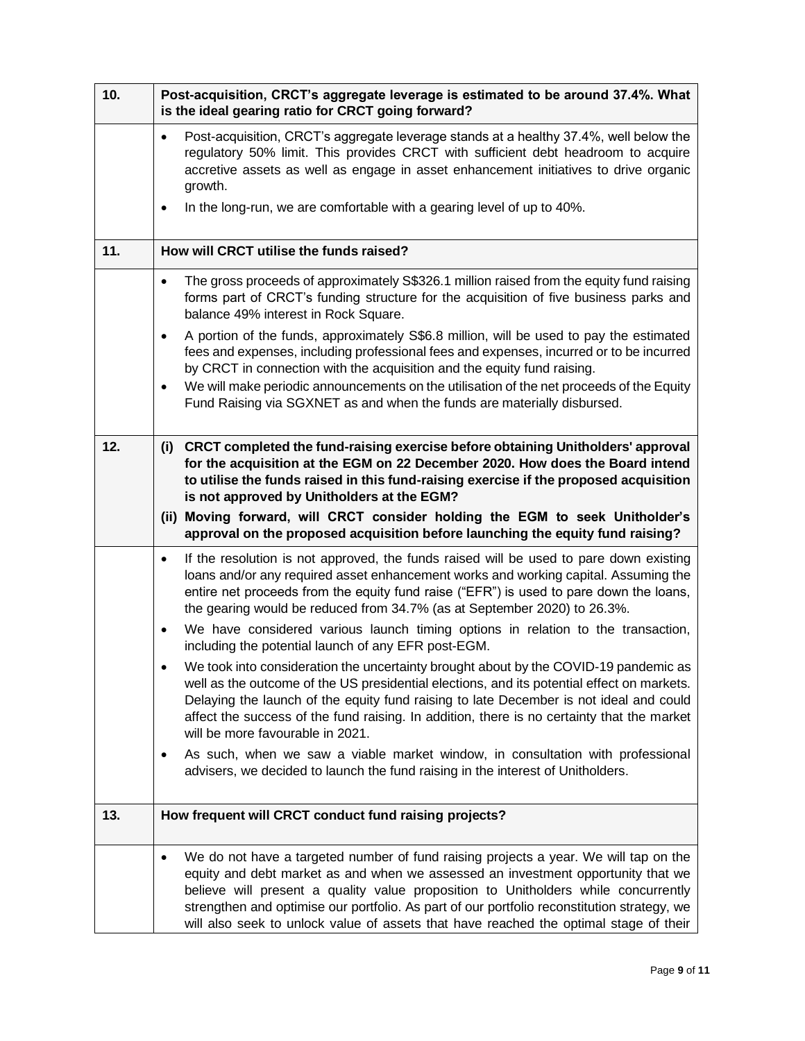| 10. | **Post-acquisition, CRCT's aggregate leverage is estimated to be around 37.4%. What is the ideal gearing ratio for CRCT going forward?** |
|---|---|
| | • Post-acquisition, CRCT's aggregate leverage stands at a healthy 37.4%, well below the regulatory 50% limit. This provides CRCT with sufficient debt headroom to acquire accretive assets as well as engage in asset enhancement initiatives to drive organic growth.<br>• In the long-run, we are comfortable with a gearing level of up to 40%. |
| **11.** | **How will CRCT utilise the funds raised?** |
| | • The gross proceeds of approximately S$326.1 million raised from the equity fund raising forms part of CRCT's funding structure for the acquisition of five business parks and balance 49% interest in Rock Square.<br>• A portion of the funds, approximately S$6.8 million, will be used to pay the estimated fees and expenses, including professional fees and expenses, incurred or to be incurred by CRCT in connection with the acquisition and the equity fund raising.<br>• We will make periodic announcements on the utilisation of the net proceeds of the Equity Fund Raising via SGXNET as and when the funds are materially disbursed. |
| **12.** | **(i) CRCT completed the fund-raising exercise before obtaining Unitholders' approval for the acquisition at the EGM on 22 December 2020. How does the Board intend to utilise the funds raised in this fund-raising exercise if the proposed acquisition is not approved by Unitholders at the EGM?**<br>**(ii) Moving forward, will CRCT consider holding the EGM to seek Unitholder's approval on the proposed acquisition before launching the equity fund raising?** |
| | • If the resolution is not approved, the funds raised will be used to pare down existing loans and/or any required asset enhancement works and working capital. Assuming the entire net proceeds from the equity fund raise ("EFR") is used to pare down the loans, the gearing would be reduced from 34.7% (as at September 2020) to 26.3%.<br>• We have considered various launch timing options in relation to the transaction, including the potential launch of any EFR post-EGM.<br>• We took into consideration the uncertainty brought about by the COVID-19 pandemic as well as the outcome of the US presidential elections, and its potential effect on markets. Delaying the launch of the equity fund raising to late December is not ideal and could affect the success of the fund raising. In addition, there is no certainty that the market will be more favourable in 2021.<br>• As such, when we saw a viable market window, in consultation with professional advisers, we decided to launch the fund raising in the interest of Unitholders. |
| **13.** | **How frequent will CRCT conduct fund raising projects?** |
| | • We do not have a targeted number of fund raising projects a year. We will tap on the equity and debt market as and when we assessed an investment opportunity that we believe will present a quality value proposition to Unitholders while concurrently strengthen and optimise our portfolio. As part of our portfolio reconstitution strategy, we will also seek to unlock value of assets that have reached the optimal stage of their |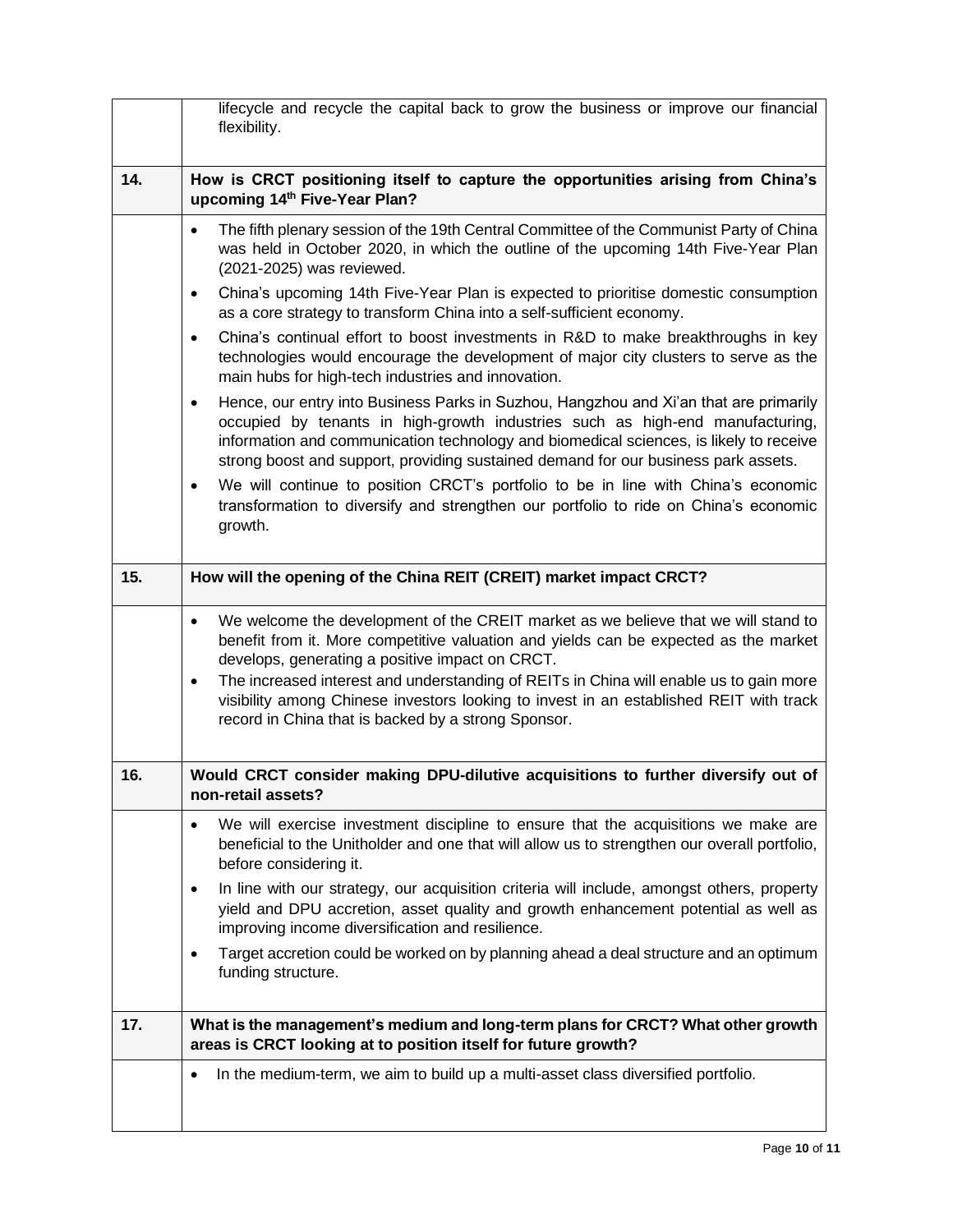| | |
|---|---|
| | lifecycle and recycle the capital back to grow the business or improve our financial flexibility. |
| **14.** | **How is CRCT positioning itself to capture the opportunities arising from China's upcoming 14th Five-Year Plan?** |
| | • The fifth plenary session of the 19th Central Committee of the Communist Party of China was held in October 2020, in which the outline of the upcoming 14th Five-Year Plan (2021-2025) was reviewed.<br>• China's upcoming 14th Five-Year Plan is expected to prioritise domestic consumption as a core strategy to transform China into a self-sufficient economy.<br>• China's continual effort to boost investments in R&D to make breakthroughs in key technologies would encourage the development of major city clusters to serve as the main hubs for high-tech industries and innovation.<br>• Hence, our entry into Business Parks in Suzhou, Hangzhou and Xi'an that are primarily occupied by tenants in high-growth industries such as high-end manufacturing, information and communication technology and biomedical sciences, is likely to receive strong boost and support, providing sustained demand for our business park assets.<br>• We will continue to position CRCT's portfolio to be in line with China's economic transformation to diversify and strengthen our portfolio to ride on China's economic growth. |
| **15.** | **How will the opening of the China REIT (CREIT) market impact CRCT?** |
| | • We welcome the development of the CREIT market as we believe that we will stand to benefit from it. More competitive valuation and yields can be expected as the market develops, generating a positive impact on CRCT.<br>• The increased interest and understanding of REITs in China will enable us to gain more visibility among Chinese investors looking to invest in an established REIT with track record in China that is backed by a strong Sponsor. |
| **16.** | **Would CRCT consider making DPU-dilutive acquisitions to further diversify out of non-retail assets?** |
| | • We will exercise investment discipline to ensure that the acquisitions we make are beneficial to the Unitholder and one that will allow us to strengthen our overall portfolio, before considering it.<br>• In line with our strategy, our acquisition criteria will include, amongst others, property yield and DPU accretion, asset quality and growth enhancement potential as well as improving income diversification and resilience.<br>• Target accretion could be worked on by planning ahead a deal structure and an optimum funding structure. |
| **17.** | **What is the management's medium and long-term plans for CRCT? What other growth areas is CRCT looking at to position itself for future growth?** |
| | • In the medium-term, we aim to build up a multi-asset class diversified portfolio. |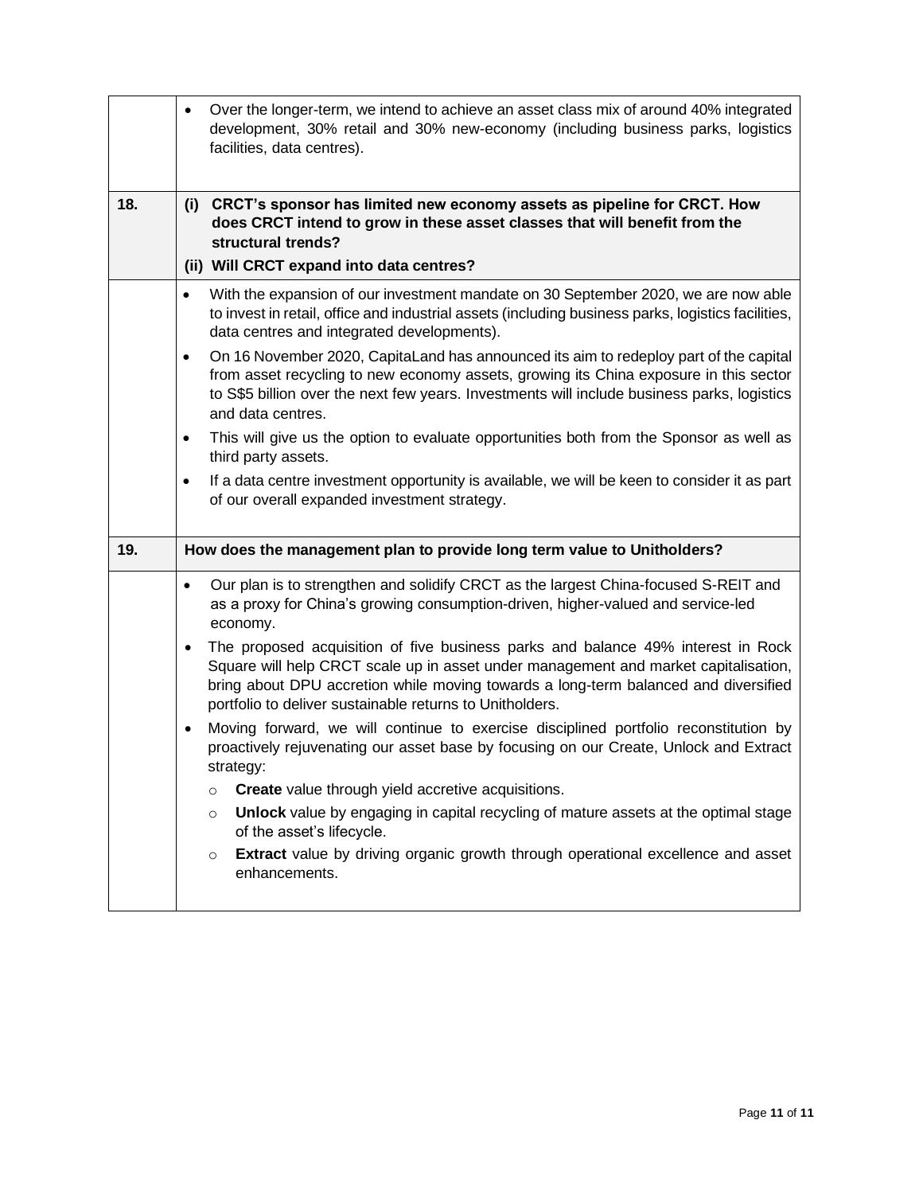| | |
|---|---|
| | • Over the longer-term, we intend to achieve an asset class mix of around 40% integrated development, 30% retail and 30% new-economy (including business parks, logistics facilities, data centres). |
| **18.** | **(i) CRCT's sponsor has limited new economy assets as pipeline for CRCT. How does CRCT intend to grow in these asset classes that will benefit from the structural trends?** <br> **(ii) Will CRCT expand into data centres?** |
| | • With the expansion of our investment mandate on 30 September 2020, we are now able to invest in retail, office and industrial assets (including business parks, logistics facilities, data centres and integrated developments). <br> • On 16 November 2020, CapitaLand has announced its aim to redeploy part of the capital from asset recycling to new economy assets, growing its China exposure in this sector to S$5 billion over the next few years. Investments will include business parks, logistics and data centres. <br> • This will give us the option to evaluate opportunities both from the Sponsor as well as third party assets. <br> • If a data centre investment opportunity is available, we will be keen to consider it as part of our overall expanded investment strategy. |
| **19.** | **How does the management plan to provide long term value to Unitholders?** |
| | • Our plan is to strengthen and solidify CRCT as the largest China-focused S-REIT and as a proxy for China's growing consumption-driven, higher-valued and service-led economy. <br> • The proposed acquisition of five business parks and balance 49% interest in Rock Square will help CRCT scale up in asset under management and market capitalisation, bring about DPU accretion while moving towards a long-term balanced and diversified portfolio to deliver sustainable returns to Unitholders. <br> • Moving forward, we will continue to exercise disciplined portfolio reconstitution by proactively rejuvenating our asset base by focusing on our Create, Unlock and Extract strategy: <br> ○ **Create** value through yield accretive acquisitions. <br> ○ **Unlock** value by engaging in capital recycling of mature assets at the optimal stage of the asset's lifecycle. <br> ○ **Extract** value by driving organic growth through operational excellence and asset enhancements. |